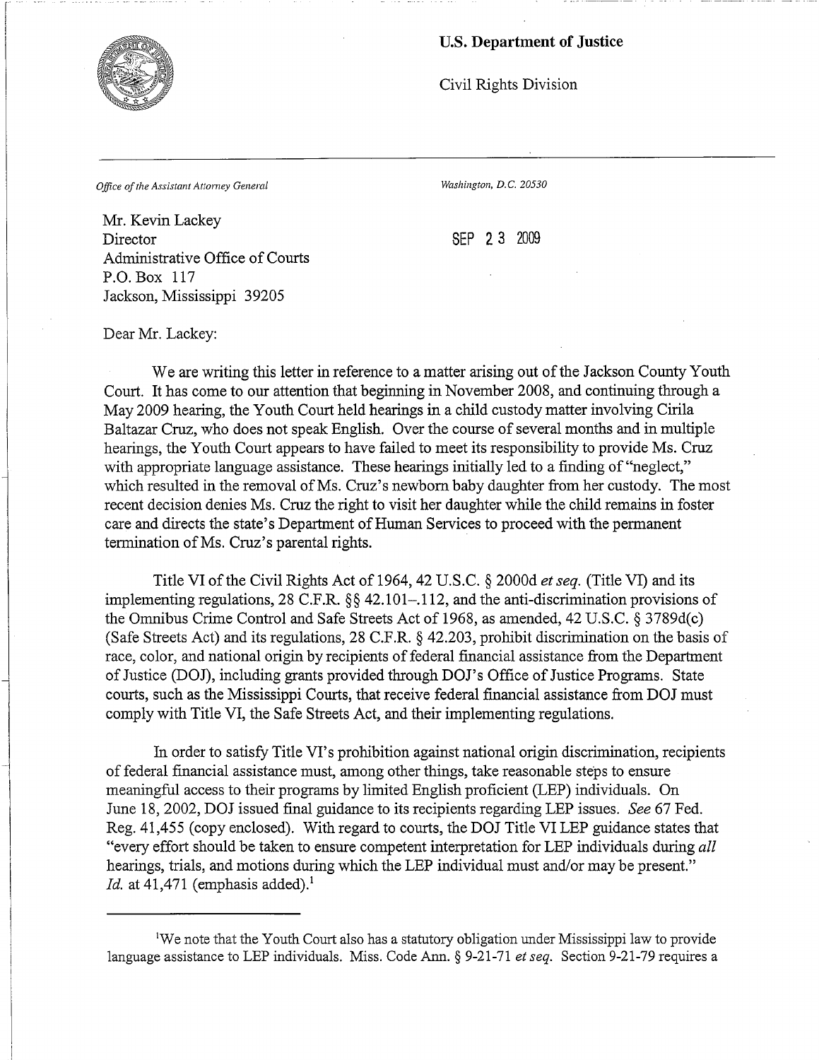**U.S. Department of Justice**

Civil Rights Division

*Office of the Assistant Attorney General*

*Washington, D.C. 20530*

SEP 23 2009

Mr. Kevin Lackey
Director
Administrative Office of Courts
P.O. Box 117
Jackson, Mississippi 39205

Dear Mr. Lackey:

We are writing this letter in reference to a matter arising out of the Jackson County Youth Court. It has come to our attention that beginning in November 2008, and continuing through a May 2009 hearing, the Youth Court held hearings in a child custody matter involving Cirila Baltazar Cruz, who does not speak English. Over the course of several months and in multiple hearings, the Youth Court appears to have failed to meet its responsibility to provide Ms. Cruz with appropriate language assistance. These hearings initially led to a finding of "neglect," which resulted in the removal of Ms. Cruz's newborn baby daughter from her custody. The most recent decision denies Ms. Cruz the right to visit her daughter while the child remains in foster care and directs the state's Department of Human Services to proceed with the permanent termination of Ms. Cruz's parental rights.

Title VI of the Civil Rights Act of 1964, 42 U.S.C. § 2000d *et seq.* (Title VI) and its implementing regulations, 28 C.F.R. §§ 42.101–.112, and the anti-discrimination provisions of the Omnibus Crime Control and Safe Streets Act of 1968, as amended, 42 U.S.C. § 3789d(c) (Safe Streets Act) and its regulations, 28 C.F.R. § 42.203, prohibit discrimination on the basis of race, color, and national origin by recipients of federal financial assistance from the Department of Justice (DOJ), including grants provided through DOJ's Office of Justice Programs. State courts, such as the Mississippi Courts, that receive federal financial assistance from DOJ must comply with Title VI, the Safe Streets Act, and their implementing regulations.

In order to satisfy Title VI's prohibition against national origin discrimination, recipients of federal financial assistance must, among other things, take reasonable steps to ensure meaningful access to their programs by limited English proficient (LEP) individuals. On June 18, 2002, DOJ issued final guidance to its recipients regarding LEP issues. *See* 67 Fed. Reg. 41,455 (copy enclosed). With regard to courts, the DOJ Title VI LEP guidance states that "every effort should be taken to ensure competent interpretation for LEP individuals during *all* hearings, trials, and motions during which the LEP individual must and/or may be present." *Id.* at 41,471 (emphasis added).[1]

[1]We note that the Youth Court also has a statutory obligation under Mississippi law to provide language assistance to LEP individuals. Miss. Code Ann. § 9-21-71 *et seq.* Section 9-21-79 requires a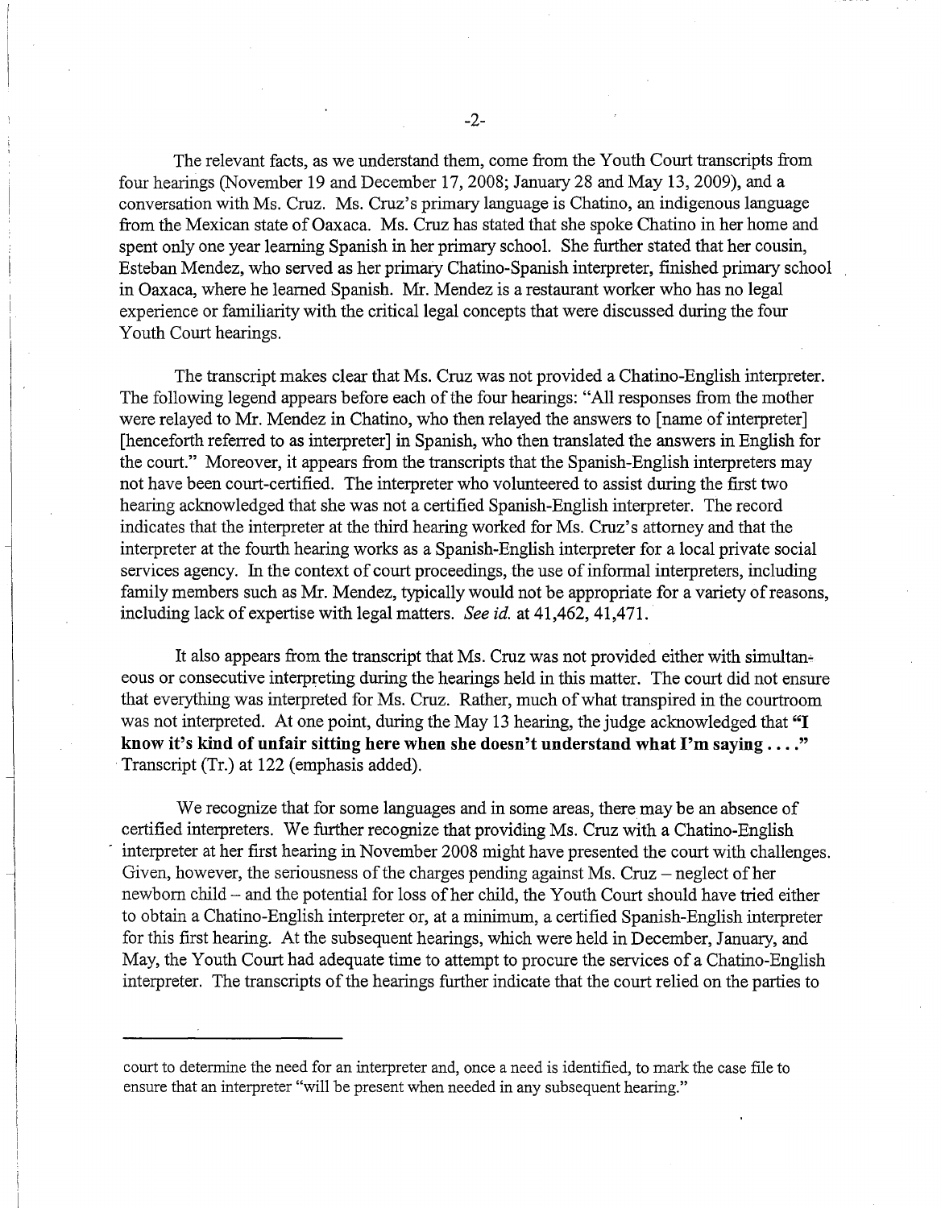The relevant facts, as we understand them, come from the Youth Court transcripts from four hearings (November 19 and December 17, 2008; January 28 and May 13, 2009), and a conversation with Ms. Cruz. Ms. Cruz's primary language is Chatino, an indigenous language from the Mexican state of Oaxaca. Ms. Cruz has stated that she spoke Chatino in her home and spent only one year learning Spanish in her primary school. She further stated that her cousin, Esteban Mendez, who served as her primary Chatino-Spanish interpreter, finished primary school in Oaxaca, where he learned Spanish. Mr. Mendez is a restaurant worker who has no legal experience or familiarity with the critical legal concepts that were discussed during the four Youth Court hearings.

The transcript makes clear that Ms. Cruz was not provided a Chatino-English interpreter. The following legend appears before each of the four hearings: "All responses from the mother were relayed to Mr. Mendez in Chatino, who then relayed the answers to [name of interpreter] [henceforth referred to as interpreter] in Spanish, who then translated the answers in English for the court." Moreover, it appears from the transcripts that the Spanish-English interpreters may not have been court-certified. The interpreter who volunteered to assist during the first two hearing acknowledged that she was not a certified Spanish-English interpreter. The record indicates that the interpreter at the third hearing worked for Ms. Cruz's attorney and that the interpreter at the fourth hearing works as a Spanish-English interpreter for a local private social services agency. In the context of court proceedings, the use of informal interpreters, including family members such as Mr. Mendez, typically would not be appropriate for a variety of reasons, including lack of expertise with legal matters. *See id.* at 41,462, 41,471.

It also appears from the transcript that Ms. Cruz was not provided either with simultaneous or consecutive interpreting during the hearings held in this matter. The court did not ensure that everything was interpreted for Ms. Cruz. Rather, much of what transpired in the courtroom was not interpreted. At one point, during the May 13 hearing, the judge acknowledged that **"I know it's kind of unfair sitting here when she doesn't understand what I'm saying . . . ."** Transcript (Tr.) at 122 (emphasis added).

We recognize that for some languages and in some areas, there may be an absence of certified interpreters. We further recognize that providing Ms. Cruz with a Chatino-English interpreter at her first hearing in November 2008 might have presented the court with challenges. Given, however, the seriousness of the charges pending against Ms. Cruz – neglect of her newborn child – and the potential for loss of her child, the Youth Court should have tried either to obtain a Chatino-English interpreter or, at a minimum, a certified Spanish-English interpreter for this first hearing. At the subsequent hearings, which were held in December, January, and May, the Youth Court had adequate time to attempt to procure the services of a Chatino-English interpreter. The transcripts of the hearings further indicate that the court relied on the parties to

---

court to determine the need for an interpreter and, once a need is identified, to mark the case file to ensure that an interpreter "will be present when needed in any subsequent hearing."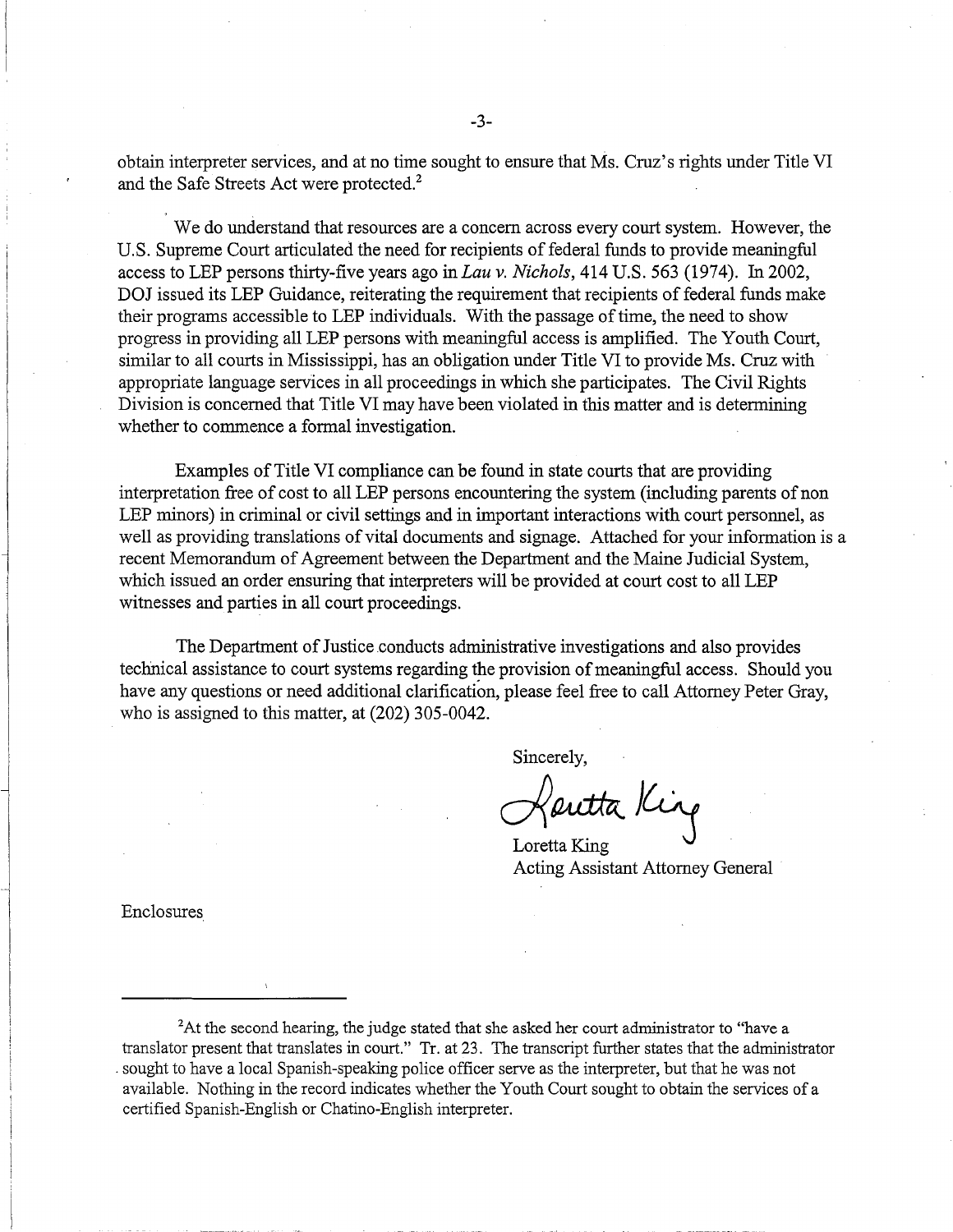obtain interpreter services, and at no time sought to ensure that Ms. Cruz's rights under Title VI and the Safe Streets Act were protected.[2]

We do understand that resources are a concern across every court system. However, the U.S. Supreme Court articulated the need for recipients of federal funds to provide meaningful access to LEP persons thirty-five years ago in *Lau v. Nichols*, 414 U.S. 563 (1974). In 2002, DOJ issued its LEP Guidance, reiterating the requirement that recipients of federal funds make their programs accessible to LEP individuals. With the passage of time, the need to show progress in providing all LEP persons with meaningful access is amplified. The Youth Court, similar to all courts in Mississippi, has an obligation under Title VI to provide Ms. Cruz with appropriate language services in all proceedings in which she participates. The Civil Rights Division is concerned that Title VI may have been violated in this matter and is determining whether to commence a formal investigation.

Examples of Title VI compliance can be found in state courts that are providing interpretation free of cost to all LEP persons encountering the system (including parents of non LEP minors) in criminal or civil settings and in important interactions with court personnel, as well as providing translations of vital documents and signage. Attached for your information is a recent Memorandum of Agreement between the Department and the Maine Judicial System, which issued an order ensuring that interpreters will be provided at court cost to all LEP witnesses and parties in all court proceedings.

The Department of Justice conducts administrative investigations and also provides technical assistance to court systems regarding the provision of meaningful access. Should you have any questions or need additional clarification, please feel free to call Attorney Peter Gray, who is assigned to this matter, at (202) 305-0042.

Sincerely,

Loretta King

Loretta King
Acting Assistant Attorney General

Enclosures

---

[2] At the second hearing, the judge stated that she asked her court administrator to "have a translator present that translates in court." Tr. at 23. The transcript further states that the administrator sought to have a local Spanish-speaking police officer serve as the interpreter, but that he was not available. Nothing in the record indicates whether the Youth Court sought to obtain the services of a certified Spanish-English or Chatino-English interpreter.